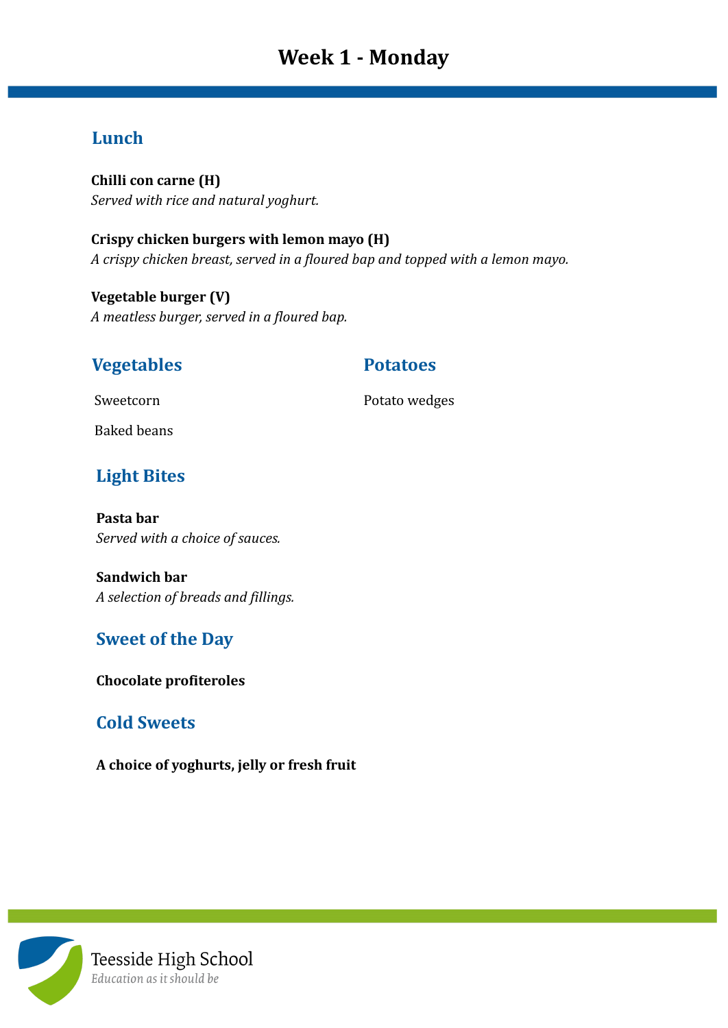# Week 1 - Monday

## Lunch

**Chilli con carne (H)**
*Served with rice and natural yoghurt.*

**Crispy chicken burgers with lemon mayo (H)**
*A crispy chicken breast, served in a floured bap and topped with a lemon mayo.*

**Vegetable burger (V)**
*A meatless burger, served in a floured bap.*

## Vegetables

Sweetcorn

Baked beans

## Potatoes

Potato wedges

## Light Bites

**Pasta bar**
*Served with a choice of sauces.*

**Sandwich bar**
*A selection of breads and fillings.*

## Sweet of the Day

**Chocolate profiteroles**

## Cold Sweets

**A choice of yoghurts, jelly or fresh fruit**

Teesside High School
*Education as it should be*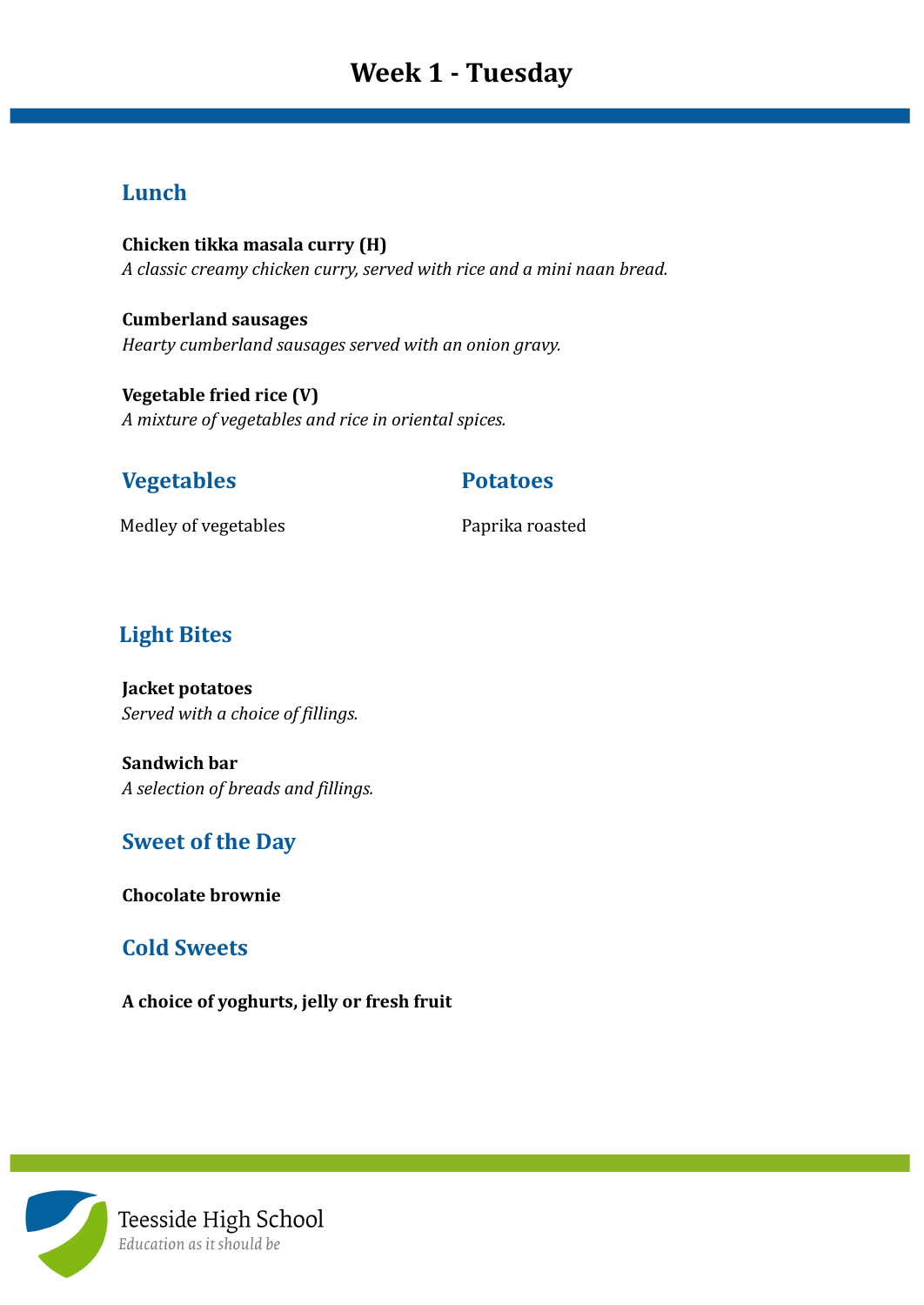# Week 1 - Tuesday

## Lunch

**Chicken tikka masala curry (H)**
*A classic creamy chicken curry, served with rice and a mini naan bread.*

**Cumberland sausages**
*Hearty cumberland sausages served with an onion gravy.*

**Vegetable fried rice (V)**
*A mixture of vegetables and rice in oriental spices.*

## Vegetables

Medley of vegetables

## Potatoes

Paprika roasted

## Light Bites

**Jacket potatoes**
*Served with a choice of fillings.*

**Sandwich bar**
*A selection of breads and fillings.*

## Sweet of the Day

**Chocolate brownie**

## Cold Sweets

**A choice of yoghurts, jelly or fresh fruit**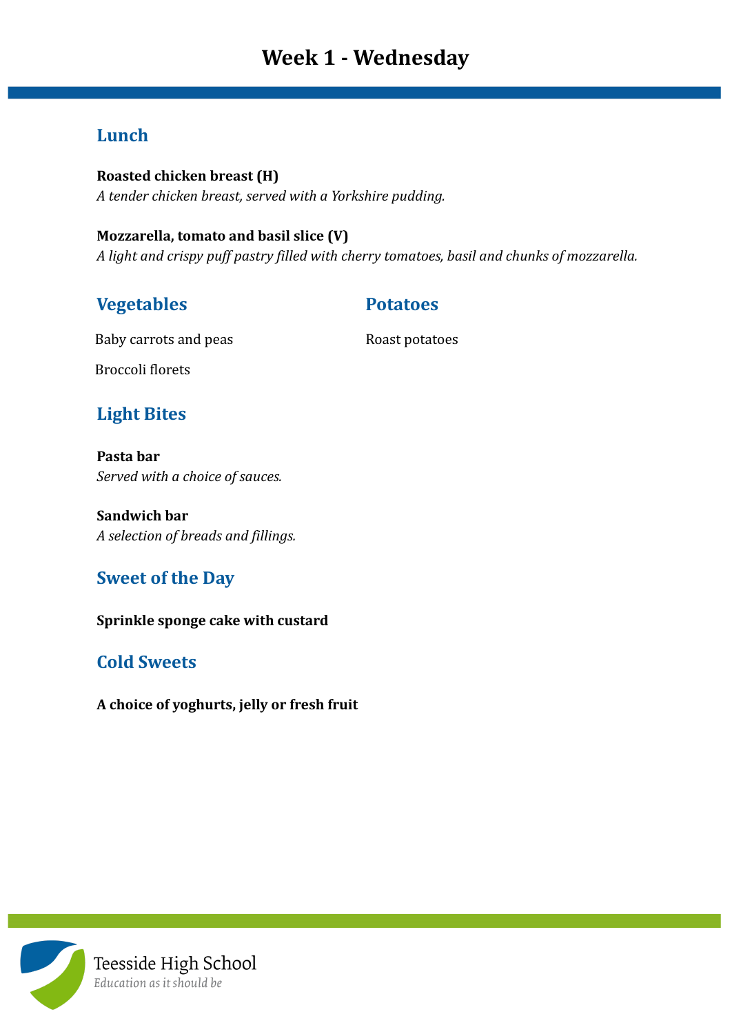# Week 1 - Wednesday

## Lunch

**Roasted chicken breast (H)**
*A tender chicken breast, served with a Yorkshire pudding.*

**Mozzarella, tomato and basil slice (V)**
*A light and crispy puff pastry filled with cherry tomatoes, basil and chunks of mozzarella.*

## Vegetables

Baby carrots and peas

Broccoli florets

## Potatoes

Roast potatoes

## Light Bites

**Pasta bar**
*Served with a choice of sauces.*

**Sandwich bar**
*A selection of breads and fillings.*

## Sweet of the Day

**Sprinkle sponge cake with custard**

## Cold Sweets

**A choice of yoghurts, jelly or fresh fruit**

Teesside High School
*Education as it should be*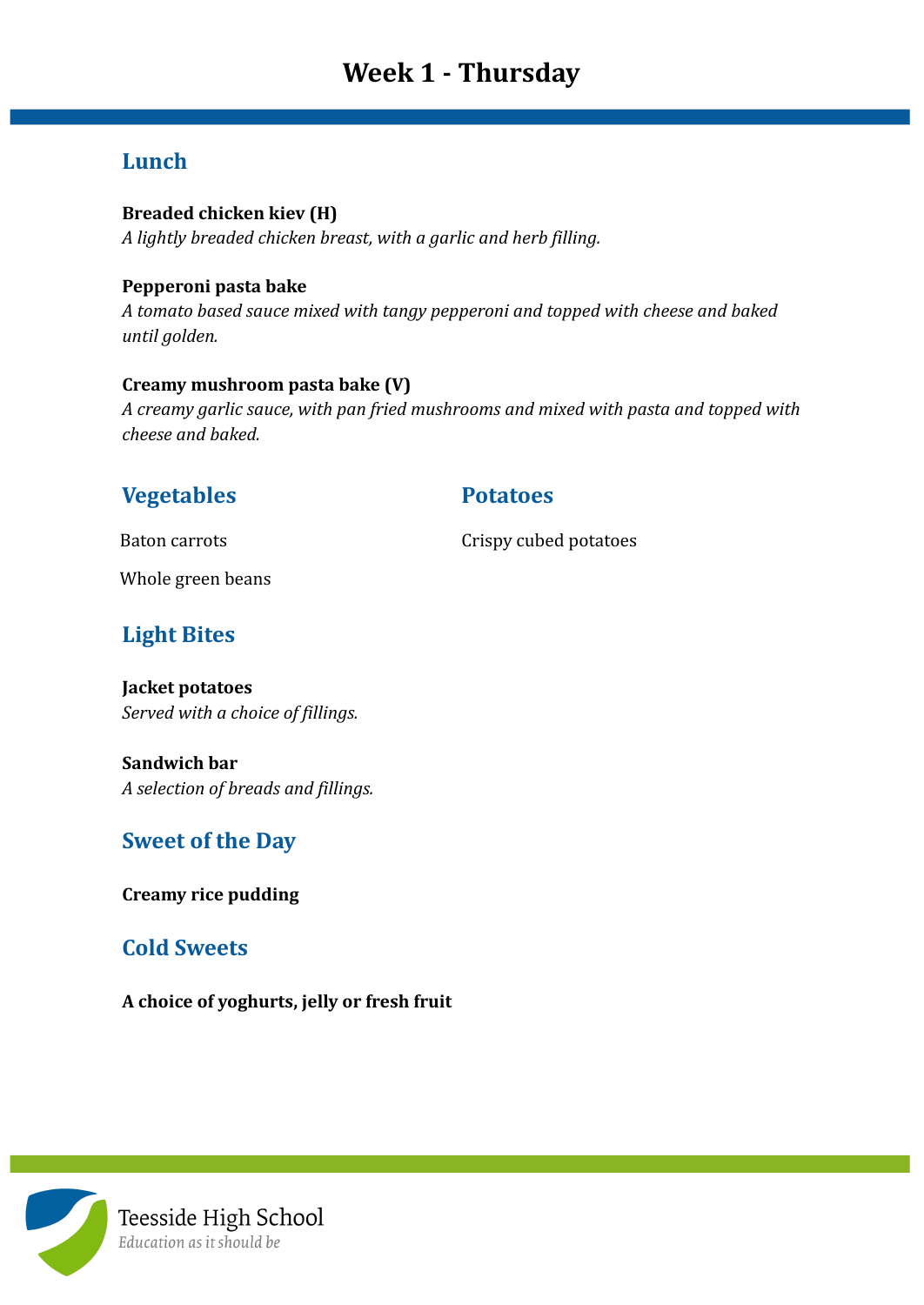# Week 1 - Thursday

## Lunch

**Breaded chicken kiev (H)**
*A lightly breaded chicken breast, with a garlic and herb filling.*

**Pepperoni pasta bake**
*A tomato based sauce mixed with tangy pepperoni and topped with cheese and baked until golden.*

**Creamy mushroom pasta bake (V)**
*A creamy garlic sauce, with pan fried mushrooms and mixed with pasta and topped with cheese and baked.*

## Vegetables

Baton carrots

Whole green beans

## Potatoes

Crispy cubed potatoes

## Light Bites

**Jacket potatoes**
*Served with a choice of fillings.*

**Sandwich bar**
*A selection of breads and fillings.*

## Sweet of the Day

**Creamy rice pudding**

## Cold Sweets

**A choice of yoghurts, jelly or fresh fruit**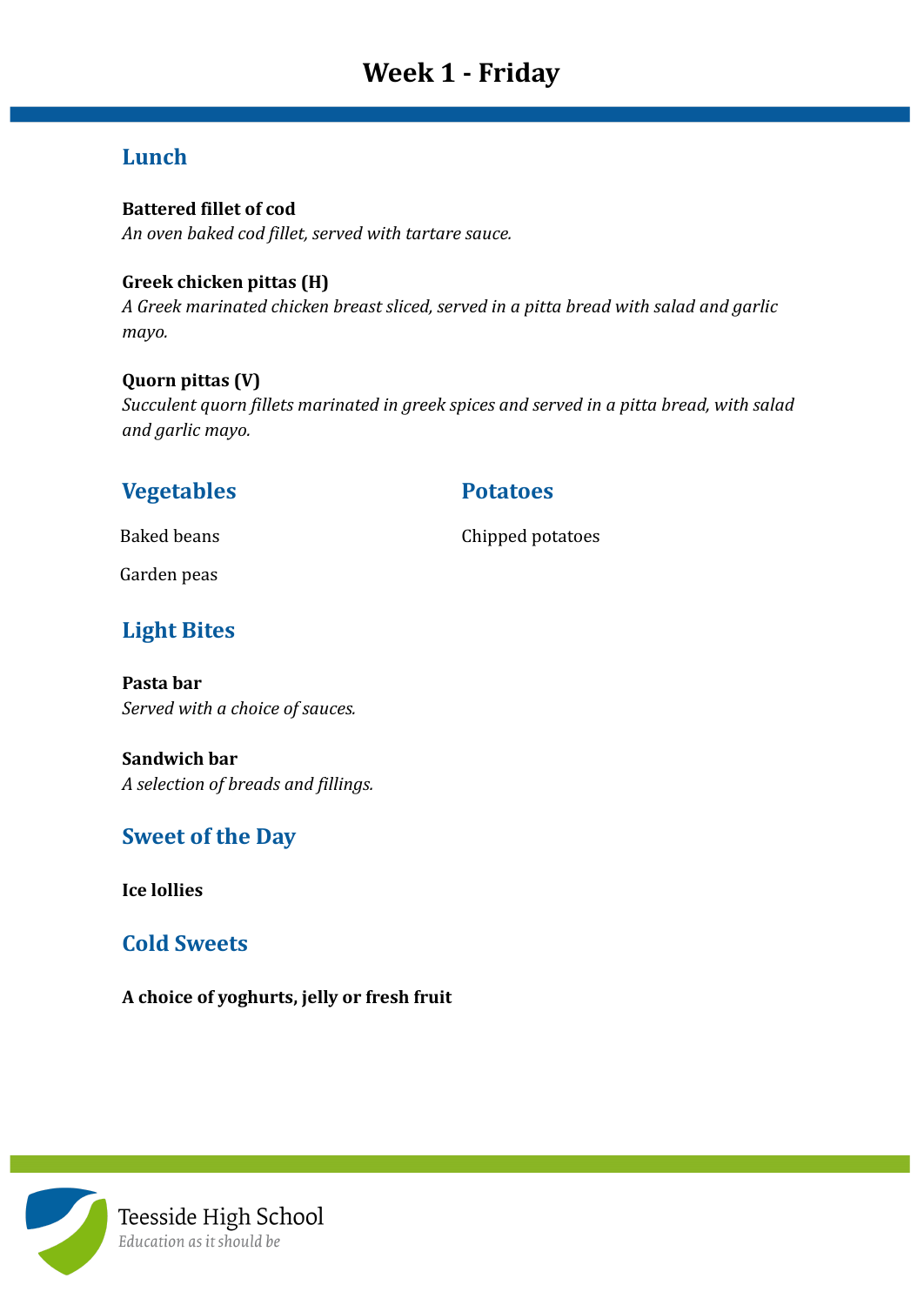# Week 1 - Friday

## Lunch

**Battered fillet of cod**
*An oven baked cod fillet, served with tartare sauce.*

**Greek chicken pittas (H)**
*A Greek marinated chicken breast sliced, served in a pitta bread with salad and garlic mayo.*

**Quorn pittas (V)**
*Succulent quorn fillets marinated in greek spices and served in a pitta bread, with salad and garlic mayo.*

## Vegetables

Baked beans

Garden peas

## Potatoes

Chipped potatoes

## Light Bites

**Pasta bar**
*Served with a choice of sauces.*

**Sandwich bar**
*A selection of breads and fillings.*

## Sweet of the Day

**Ice lollies**

## Cold Sweets

**A choice of yoghurts, jelly or fresh fruit**